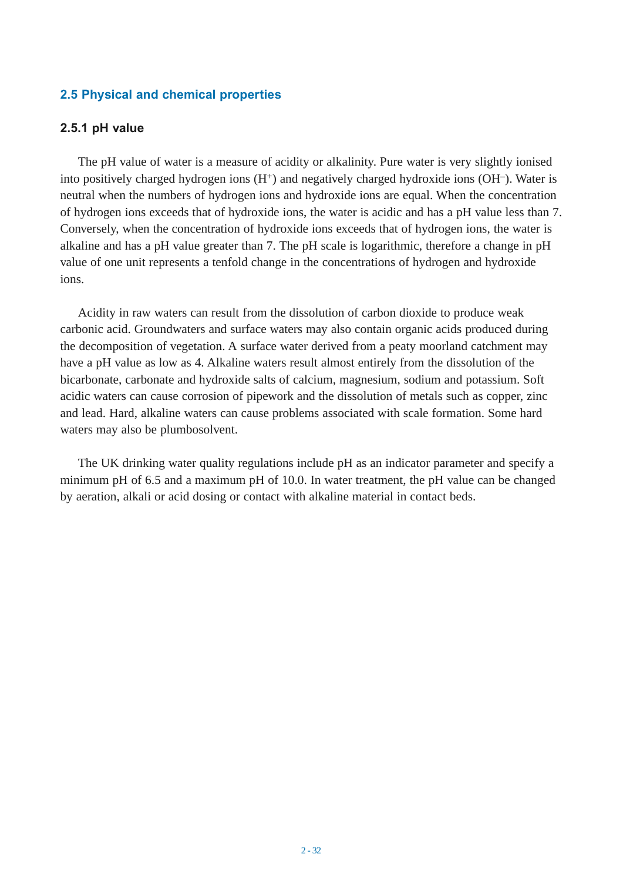## 2.5 Physical and chemical properties

### 2.5.1 pH value

The pH value of water is a measure of acidity or alkalinity. Pure water is very slightly ionised into positively charged hydrogen ions ($H^+$) and negatively charged hydroxide ions ($OH^-$). Water is neutral when the numbers of hydrogen ions and hydroxide ions are equal. When the concentration of hydrogen ions exceeds that of hydroxide ions, the water is acidic and has a pH value less than 7. Conversely, when the concentration of hydroxide ions exceeds that of hydrogen ions, the water is alkaline and has a pH value greater than 7. The pH scale is logarithmic, therefore a change in pH value of one unit represents a tenfold change in the concentrations of hydrogen and hydroxide ions.

Acidity in raw waters can result from the dissolution of carbon dioxide to produce weak carbonic acid. Groundwaters and surface waters may also contain organic acids produced during the decomposition of vegetation. A surface water derived from a peaty moorland catchment may have a pH value as low as 4. Alkaline waters result almost entirely from the dissolution of the bicarbonate, carbonate and hydroxide salts of calcium, magnesium, sodium and potassium. Soft acidic waters can cause corrosion of pipework and the dissolution of metals such as copper, zinc and lead. Hard, alkaline waters can cause problems associated with scale formation. Some hard waters may also be plumbosolvent.

The UK drinking water quality regulations include pH as an indicator parameter and specify a minimum pH of 6.5 and a maximum pH of 10.0. In water treatment, the pH value can be changed by aeration, alkali or acid dosing or contact with alkaline material in contact beds.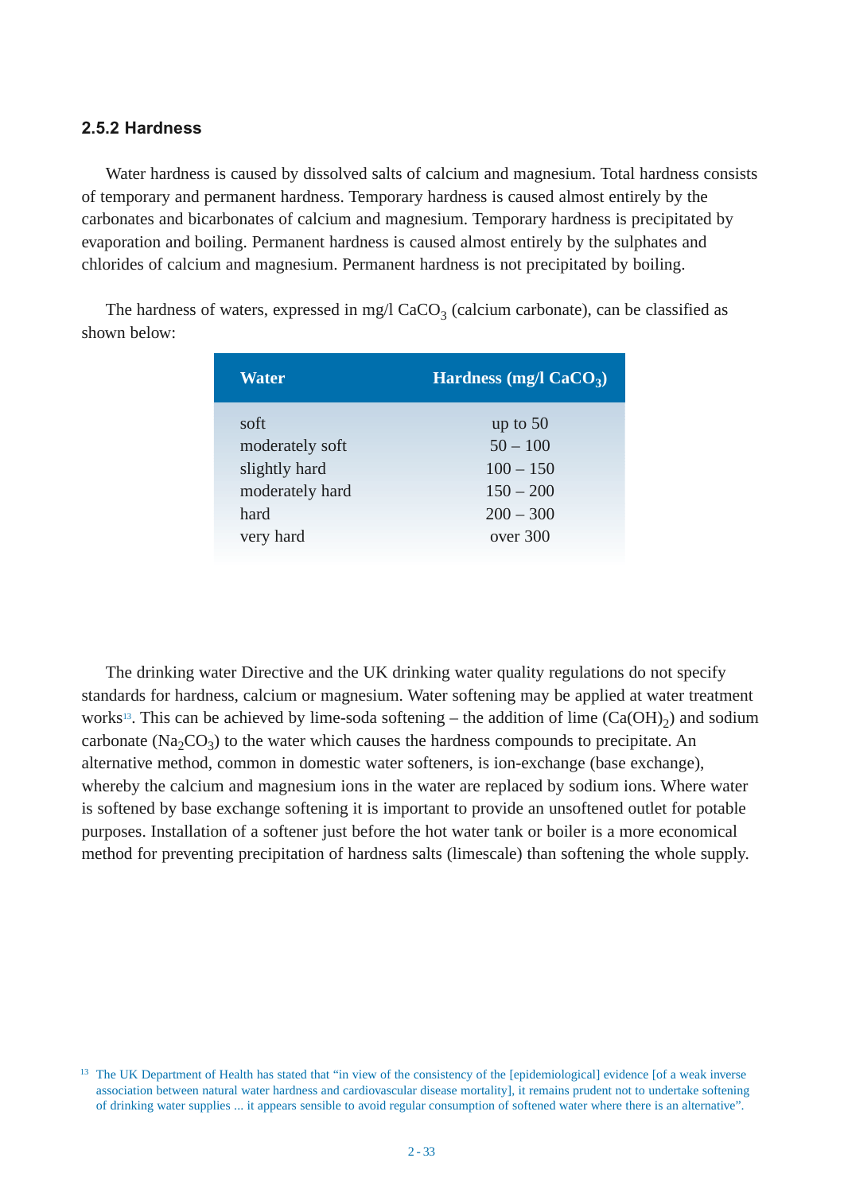### 2.5.2 Hardness

Water hardness is caused by dissolved salts of calcium and magnesium. Total hardness consists of temporary and permanent hardness. Temporary hardness is caused almost entirely by the carbonates and bicarbonates of calcium and magnesium. Temporary hardness is precipitated by evaporation and boiling. Permanent hardness is caused almost entirely by the sulphates and chlorides of calcium and magnesium. Permanent hardness is not precipitated by boiling.

The hardness of waters, expressed in mg/l $CaCO_3$ (calcium carbonate), can be classified as shown below:

| Water | Hardness (mg/l $CaCO_3$) |
|---|---|
| soft | up to 50 |
| moderately soft | 50 – 100 |
| slightly hard | 100 – 150 |
| moderately hard | 150 – 200 |
| hard | 200 – 300 |
| very hard | over 300 |

The drinking water Directive and the UK drinking water quality regulations do not specify standards for hardness, calcium or magnesium. Water softening may be applied at water treatment works[13]. This can be achieved by lime-soda softening – the addition of lime ($Ca(OH)_2$) and sodium carbonate ($Na_2CO_3$) to the water which causes the hardness compounds to precipitate. An alternative method, common in domestic water softeners, is ion-exchange (base exchange), whereby the calcium and magnesium ions in the water are replaced by sodium ions. Where water is softened by base exchange softening it is important to provide an unsoftened outlet for potable purposes. Installation of a softener just before the hot water tank or boiler is a more economical method for preventing precipitation of hardness salts (limescale) than softening the whole supply.

[13] The UK Department of Health has stated that "in view of the consistency of the [epidemiological] evidence [of a weak inverse association between natural water hardness and cardiovascular disease mortality], it remains prudent not to undertake softening of drinking water supplies ... it appears sensible to avoid regular consumption of softened water where there is an alternative".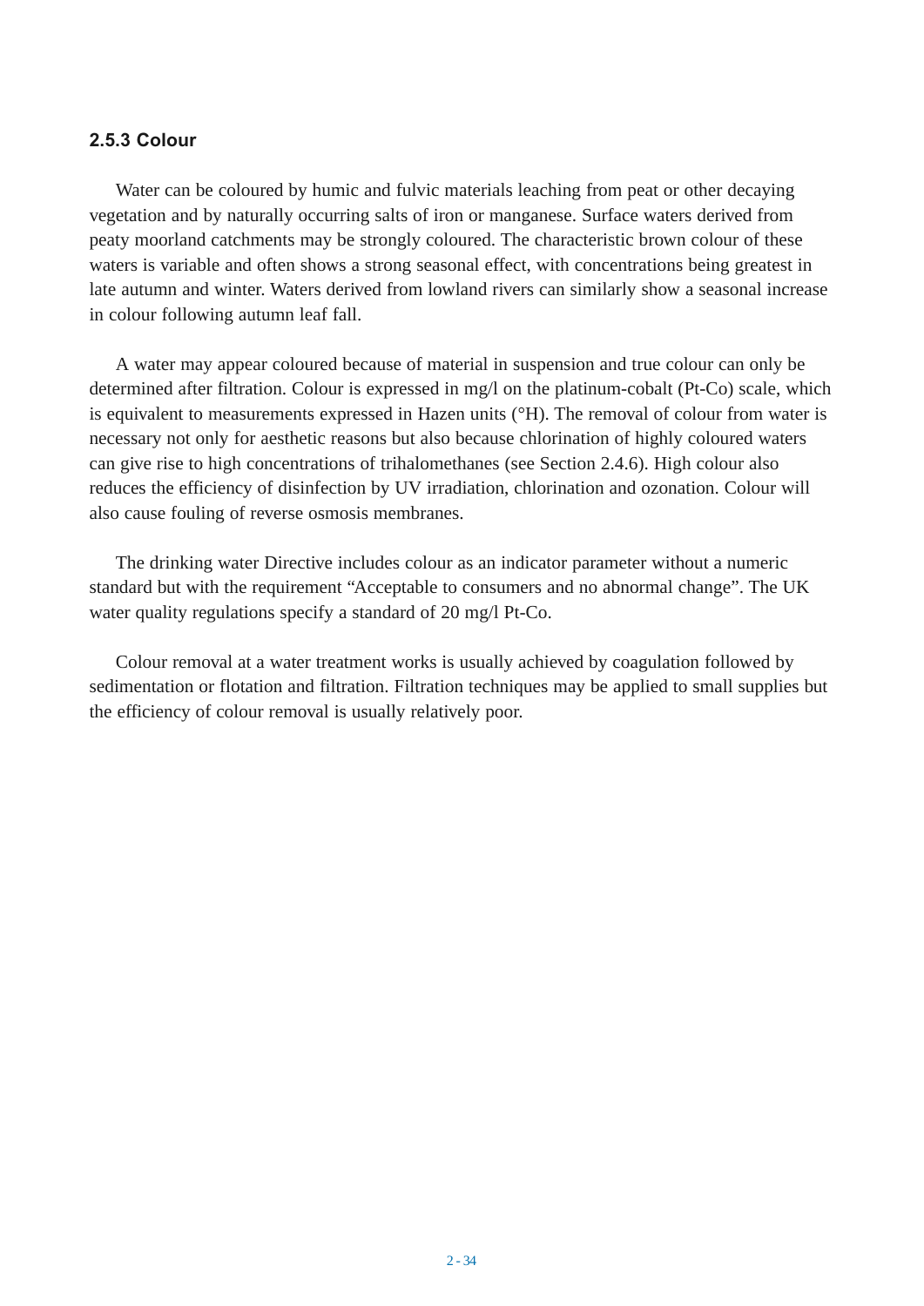### 2.5.3 Colour

Water can be coloured by humic and fulvic materials leaching from peat or other decaying vegetation and by naturally occurring salts of iron or manganese. Surface waters derived from peaty moorland catchments may be strongly coloured. The characteristic brown colour of these waters is variable and often shows a strong seasonal effect, with concentrations being greatest in late autumn and winter. Waters derived from lowland rivers can similarly show a seasonal increase in colour following autumn leaf fall.

A water may appear coloured because of material in suspension and true colour can only be determined after filtration. Colour is expressed in mg/l on the platinum-cobalt (Pt-Co) scale, which is equivalent to measurements expressed in Hazen units (°H). The removal of colour from water is necessary not only for aesthetic reasons but also because chlorination of highly coloured waters can give rise to high concentrations of trihalomethanes (see Section 2.4.6). High colour also reduces the efficiency of disinfection by UV irradiation, chlorination and ozonation. Colour will also cause fouling of reverse osmosis membranes.

The drinking water Directive includes colour as an indicator parameter without a numeric standard but with the requirement "Acceptable to consumers and no abnormal change". The UK water quality regulations specify a standard of 20 mg/l Pt-Co.

Colour removal at a water treatment works is usually achieved by coagulation followed by sedimentation or flotation and filtration. Filtration techniques may be applied to small supplies but the efficiency of colour removal is usually relatively poor.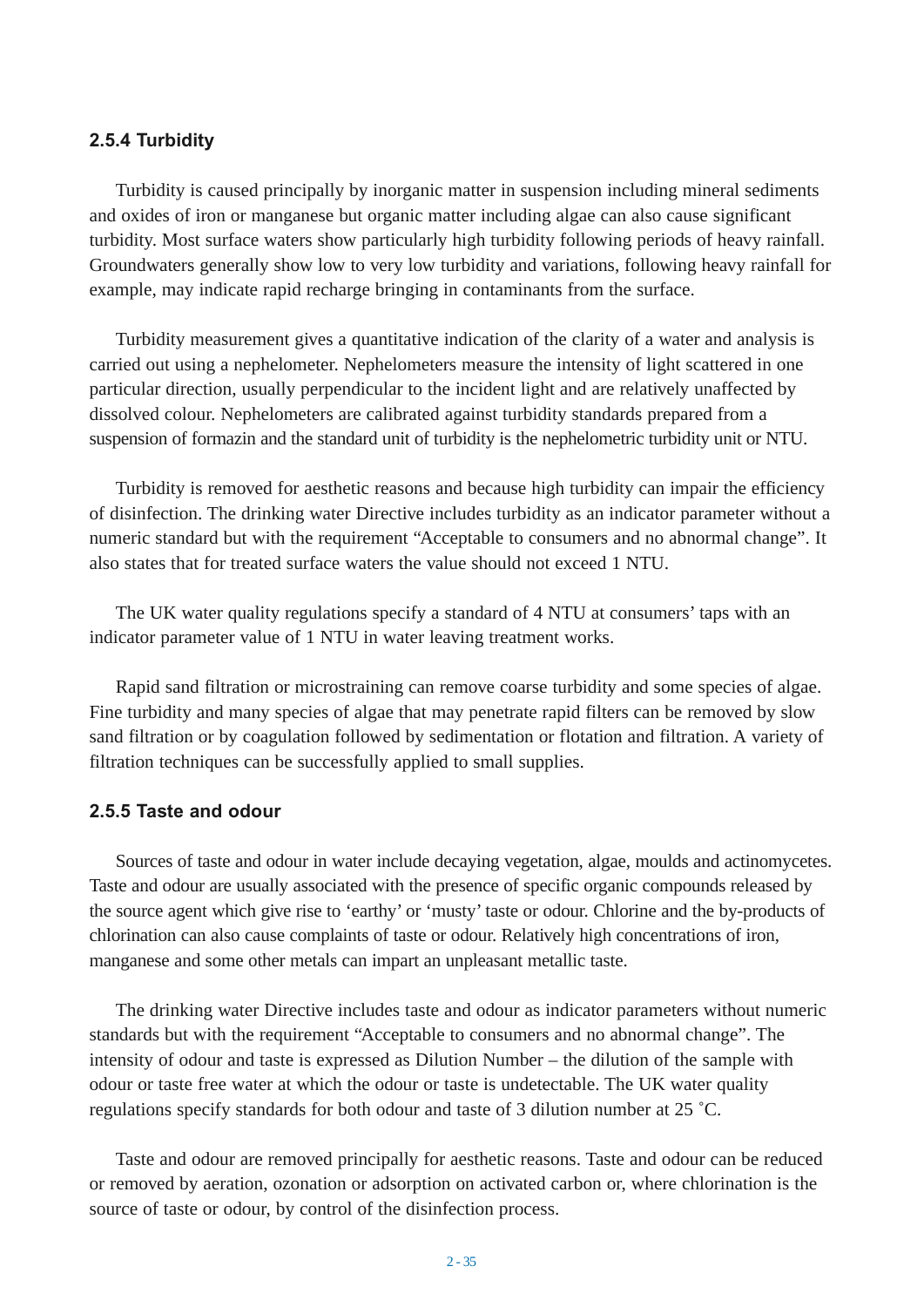### 2.5.4 Turbidity

Turbidity is caused principally by inorganic matter in suspension including mineral sediments and oxides of iron or manganese but organic matter including algae can also cause significant turbidity. Most surface waters show particularly high turbidity following periods of heavy rainfall. Groundwaters generally show low to very low turbidity and variations, following heavy rainfall for example, may indicate rapid recharge bringing in contaminants from the surface.

Turbidity measurement gives a quantitative indication of the clarity of a water and analysis is carried out using a nephelometer. Nephelometers measure the intensity of light scattered in one particular direction, usually perpendicular to the incident light and are relatively unaffected by dissolved colour. Nephelometers are calibrated against turbidity standards prepared from a suspension of formazin and the standard unit of turbidity is the nephelometric turbidity unit or NTU.

Turbidity is removed for aesthetic reasons and because high turbidity can impair the efficiency of disinfection. The drinking water Directive includes turbidity as an indicator parameter without a numeric standard but with the requirement “Acceptable to consumers and no abnormal change”. It also states that for treated surface waters the value should not exceed 1 NTU.

The UK water quality regulations specify a standard of 4 NTU at consumers’ taps with an indicator parameter value of 1 NTU in water leaving treatment works.

Rapid sand filtration or microstraining can remove coarse turbidity and some species of algae. Fine turbidity and many species of algae that may penetrate rapid filters can be removed by slow sand filtration or by coagulation followed by sedimentation or flotation and filtration. A variety of filtration techniques can be successfully applied to small supplies.

### 2.5.5 Taste and odour

Sources of taste and odour in water include decaying vegetation, algae, moulds and actinomycetes. Taste and odour are usually associated with the presence of specific organic compounds released by the source agent which give rise to ‘earthy’ or ‘musty’ taste or odour. Chlorine and the by-products of chlorination can also cause complaints of taste or odour. Relatively high concentrations of iron, manganese and some other metals can impart an unpleasant metallic taste.

The drinking water Directive includes taste and odour as indicator parameters without numeric standards but with the requirement “Acceptable to consumers and no abnormal change”. The intensity of odour and taste is expressed as Dilution Number – the dilution of the sample with odour or taste free water at which the odour or taste is undetectable. The UK water quality regulations specify standards for both odour and taste of 3 dilution number at 25 ˚C.

Taste and odour are removed principally for aesthetic reasons. Taste and odour can be reduced or removed by aeration, ozonation or adsorption on activated carbon or, where chlorination is the source of taste or odour, by control of the disinfection process.